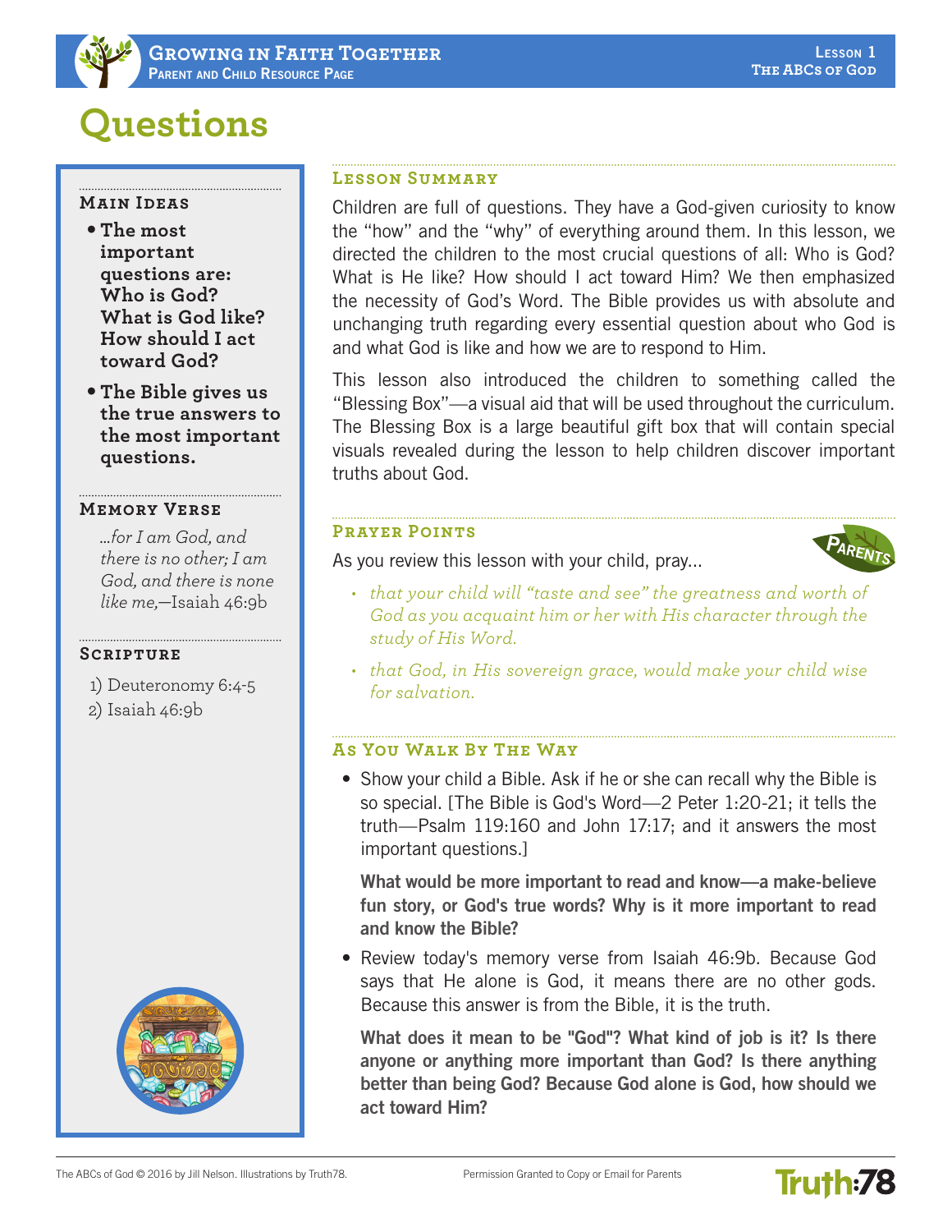# Questions

## Main Ideas

- **The most important questions are: Who is God? What is God like? How should I act toward God?**
- **The Bible gives us the true answers to the most important questions.**

## Memory Verse

*...for I am God, and there is no other; I am God, and there is none like me,*—Isaiah 46:9b

## Scripture

1) Deuteronomy 6:4-5
2) Isaiah 46:9b

## Lesson Summary

Children are full of questions. They have a God-given curiosity to know the "how" and the "why" of everything around them. In this lesson, we directed the children to the most crucial questions of all: Who is God? What is He like? How should I act toward Him? We then emphasized the necessity of God's Word. The Bible provides us with absolute and unchanging truth regarding every essential question about who God is and what God is like and how we are to respond to Him.

This lesson also introduced the children to something called the "Blessing Box"—a visual aid that will be used throughout the curriculum. The Blessing Box is a large beautiful gift box that will contain special visuals revealed during the lesson to help children discover important truths about God.

## Prayer Points

PARENTS

As you review this lesson with your child, pray...

- *that your child will "taste and see" the greatness and worth of God as you acquaint him or her with His character through the study of His Word.*
- *that God, in His sovereign grace, would make your child wise for salvation.*

## As You Walk By The Way

- Show your child a Bible. Ask if he or she can recall why the Bible is so special. [The Bible is God's Word—2 Peter 1:20-21; it tells the truth—Psalm 119:160 and John 17:17; and it answers the most important questions.]

  **What would be more important to read and know—a make-believe fun story, or God's true words? Why is it more important to read and know the Bible?**

- Review today's memory verse from Isaiah 46:9b. Because God says that He alone is God, it means there are no other gods. Because this answer is from the Bible, it is the truth.

  **What does it mean to be "God"? What kind of job is it? Is there anyone or anything more important than God? Is there anything better than being God? Because God alone is God, how should we act toward Him?**

The ABCs of God © 2016 by Jill Nelson. Illustrations by Truth78. Permission Granted to Copy or Email for Parents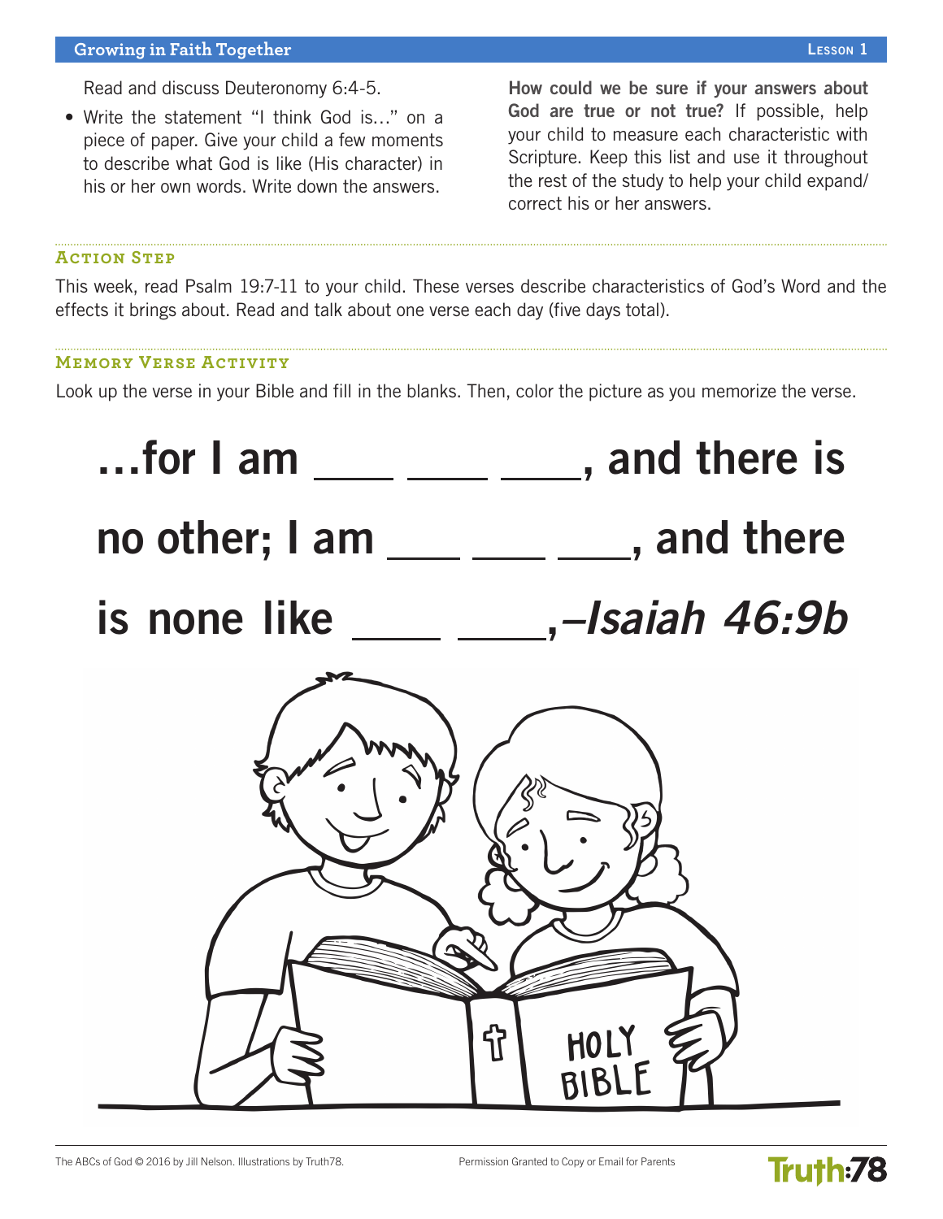Read and discuss Deuteronomy 6:4-5.

- Write the statement "I think God is…" on a piece of paper. Give your child a few moments to describe what God is like (His character) in his or her own words. Write down the answers.

**How could we be sure if your answers about God are true or not true?** If possible, help your child to measure each characteristic with Scripture. Keep this list and use it throughout the rest of the study to help your child expand/correct his or her answers.

## Action Step

This week, read Psalm 19:7-11 to your child. These verses describe characteristics of God's Word and the effects it brings about. Read and talk about one verse each day (five days total).

## Memory Verse Activity

Look up the verse in your Bible and fill in the blanks. Then, color the picture as you memorize the verse.

**…for I am ____ ____ ____, and there is no other; I am ____ ____ ____, and there is none like ____ ____,** ***–Isaiah 46:9b***

The ABCs of God © 2016 by Jill Nelson. Illustrations by Truth78.

Permission Granted to Copy or Email for Parents